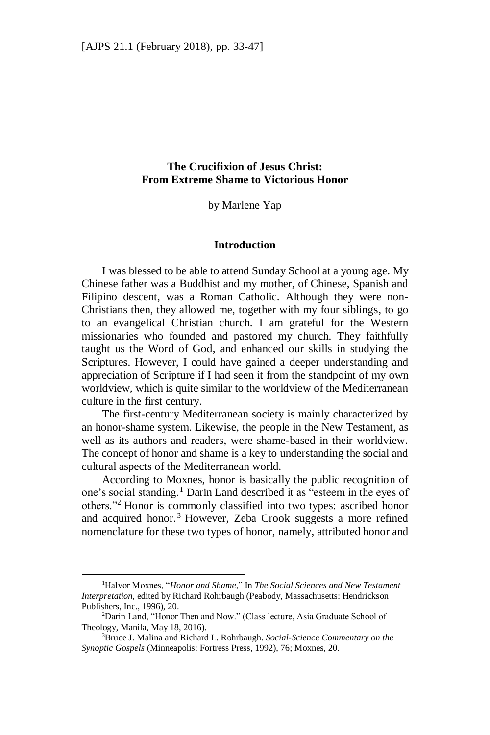## The Crucifixion of Jesus Christ: From Extreme Shame to Victorious Honor

by Marlene Yap

### Introduction

I was blessed to be able to attend Sunday School at a young age. My Chinese father was a Buddhist and my mother, of Chinese, Spanish and Filipino descent, was a Roman Catholic. Although they were non-Christians then, they allowed me, together with my four siblings, to go to an evangelical Christian church. I am grateful for the Western missionaries who founded and pastored my church. They faithfully taught us the Word of God, and enhanced our skills in studying the Scriptures. However, I could have gained a deeper understanding and appreciation of Scripture if I had seen it from the standpoint of my own worldview, which is quite similar to the worldview of the Mediterranean culture in the first century.

The first-century Mediterranean society is mainly characterized by an honor-shame system. Likewise, the people in the New Testament, as well as its authors and readers, were shame-based in their worldview. The concept of honor and shame is a key to understanding the social and cultural aspects of the Mediterranean world.

According to Moxnes, honor is basically the public recognition of one's social standing.[1] Darin Land described it as "esteem in the eyes of others."[2] Honor is commonly classified into two types: ascribed honor and acquired honor.[3] However, Zeba Crook suggests a more refined nomenclature for these two types of honor, namely, attributed honor and

---

[1]Halvor Moxnes, "*Honor and Shame*," In *The Social Sciences and New Testament Interpretation,* edited by Richard Rohrbaugh (Peabody, Massachusetts: Hendrickson Publishers, Inc., 1996), 20.

[2]Darin Land, "Honor Then and Now." (Class lecture, Asia Graduate School of Theology, Manila, May 18, 2016).

[3]Bruce J. Malina and Richard L. Rohrbaugh. *Social-Science Commentary on the Synoptic Gospels* (Minneapolis: Fortress Press, 1992), 76; Moxnes, 20.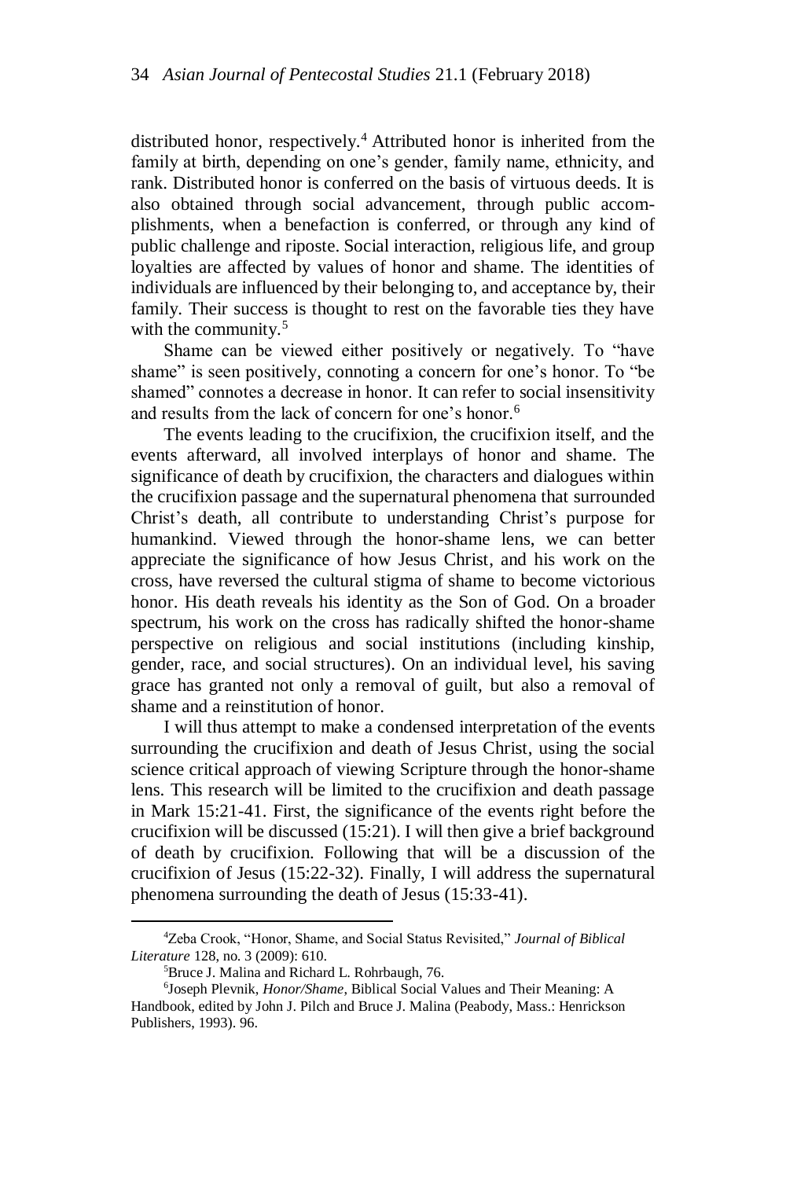distributed honor, respectively.[4] Attributed honor is inherited from the family at birth, depending on one's gender, family name, ethnicity, and rank. Distributed honor is conferred on the basis of virtuous deeds. It is also obtained through social advancement, through public accomplishments, when a benefaction is conferred, or through any kind of public challenge and riposte. Social interaction, religious life, and group loyalties are affected by values of honor and shame. The identities of individuals are influenced by their belonging to, and acceptance by, their family. Their success is thought to rest on the favorable ties they have with the community.[5]

Shame can be viewed either positively or negatively. To "have shame" is seen positively, connoting a concern for one's honor. To "be shamed" connotes a decrease in honor. It can refer to social insensitivity and results from the lack of concern for one's honor.[6]

The events leading to the crucifixion, the crucifixion itself, and the events afterward, all involved interplays of honor and shame. The significance of death by crucifixion, the characters and dialogues within the crucifixion passage and the supernatural phenomena that surrounded Christ's death, all contribute to understanding Christ's purpose for humankind. Viewed through the honor-shame lens, we can better appreciate the significance of how Jesus Christ, and his work on the cross, have reversed the cultural stigma of shame to become victorious honor. His death reveals his identity as the Son of God. On a broader spectrum, his work on the cross has radically shifted the honor-shame perspective on religious and social institutions (including kinship, gender, race, and social structures). On an individual level, his saving grace has granted not only a removal of guilt, but also a removal of shame and a reinstitution of honor.

I will thus attempt to make a condensed interpretation of the events surrounding the crucifixion and death of Jesus Christ, using the social science critical approach of viewing Scripture through the honor-shame lens. This research will be limited to the crucifixion and death passage in Mark 15:21-41. First, the significance of the events right before the crucifixion will be discussed (15:21). I will then give a brief background of death by crucifixion. Following that will be a discussion of the crucifixion of Jesus (15:22-32). Finally, I will address the supernatural phenomena surrounding the death of Jesus (15:33-41).

---

[4] Zeba Crook, "Honor, Shame, and Social Status Revisited," *Journal of Biblical Literature* 128, no. 3 (2009): 610.

[5] Bruce J. Malina and Richard L. Rohrbaugh, 76.

[6] Joseph Plevnik, *Honor/Shame*, Biblical Social Values and Their Meaning: A Handbook, edited by John J. Pilch and Bruce J. Malina (Peabody, Mass.: Henrickson Publishers, 1993). 96.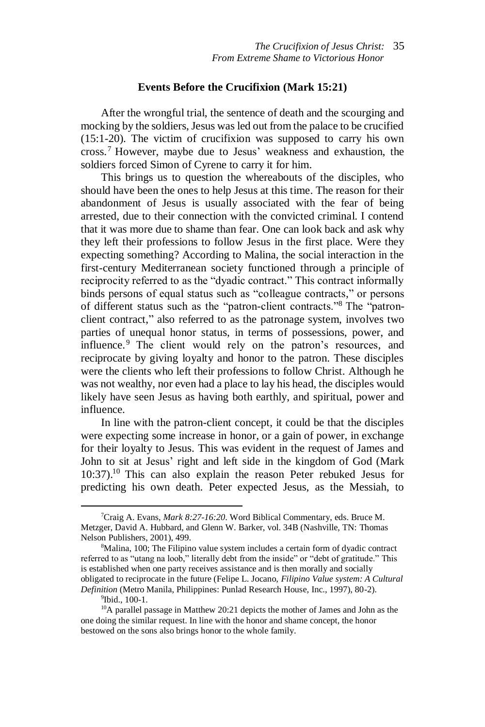### Events Before the Crucifixion (Mark 15:21)

After the wrongful trial, the sentence of death and the scourging and mocking by the soldiers, Jesus was led out from the palace to be crucified (15:1-20). The victim of crucifixion was supposed to carry his own cross.[7] However, maybe due to Jesus' weakness and exhaustion, the soldiers forced Simon of Cyrene to carry it for him.

This brings us to question the whereabouts of the disciples, who should have been the ones to help Jesus at this time. The reason for their abandonment of Jesus is usually associated with the fear of being arrested, due to their connection with the convicted criminal. I contend that it was more due to shame than fear. One can look back and ask why they left their professions to follow Jesus in the first place. Were they expecting something? According to Malina, the social interaction in the first-century Mediterranean society functioned through a principle of reciprocity referred to as the "dyadic contract." This contract informally binds persons of equal status such as "colleague contracts," or persons of different status such as the "patron-client contracts."[8] The "patron-client contract," also referred to as the patronage system, involves two parties of unequal honor status, in terms of possessions, power, and influence.[9] The client would rely on the patron's resources, and reciprocate by giving loyalty and honor to the patron. These disciples were the clients who left their professions to follow Christ. Although he was not wealthy, nor even had a place to lay his head, the disciples would likely have seen Jesus as having both earthly, and spiritual, power and influence.

In line with the patron-client concept, it could be that the disciples were expecting some increase in honor, or a gain of power, in exchange for their loyalty to Jesus. This was evident in the request of James and John to sit at Jesus' right and left side in the kingdom of God (Mark 10:37).[10] This can also explain the reason Peter rebuked Jesus for predicting his own death. Peter expected Jesus, as the Messiah, to

---

[7] Craig A. Evans, *Mark 8:27-16:20*. Word Biblical Commentary, eds. Bruce M. Metzger, David A. Hubbard, and Glenn W. Barker, vol. 34B (Nashville, TN: Thomas Nelson Publishers, 2001), 499.

[8] Malina, 100; The Filipino value system includes a certain form of dyadic contract referred to as "utang na loob," literally debt from the inside" or "debt of gratitude." This is established when one party receives assistance and is then morally and socially obligated to reciprocate in the future (Felipe L. Jocano, *Filipino Value system: A Cultural Definition* (Metro Manila, Philippines: Punlad Research House, Inc., 1997), 80-2).

[9] Ibid., 100-1.

[10] A parallel passage in Matthew 20:21 depicts the mother of James and John as the one doing the similar request. In line with the honor and shame concept, the honor bestowed on the sons also brings honor to the whole family.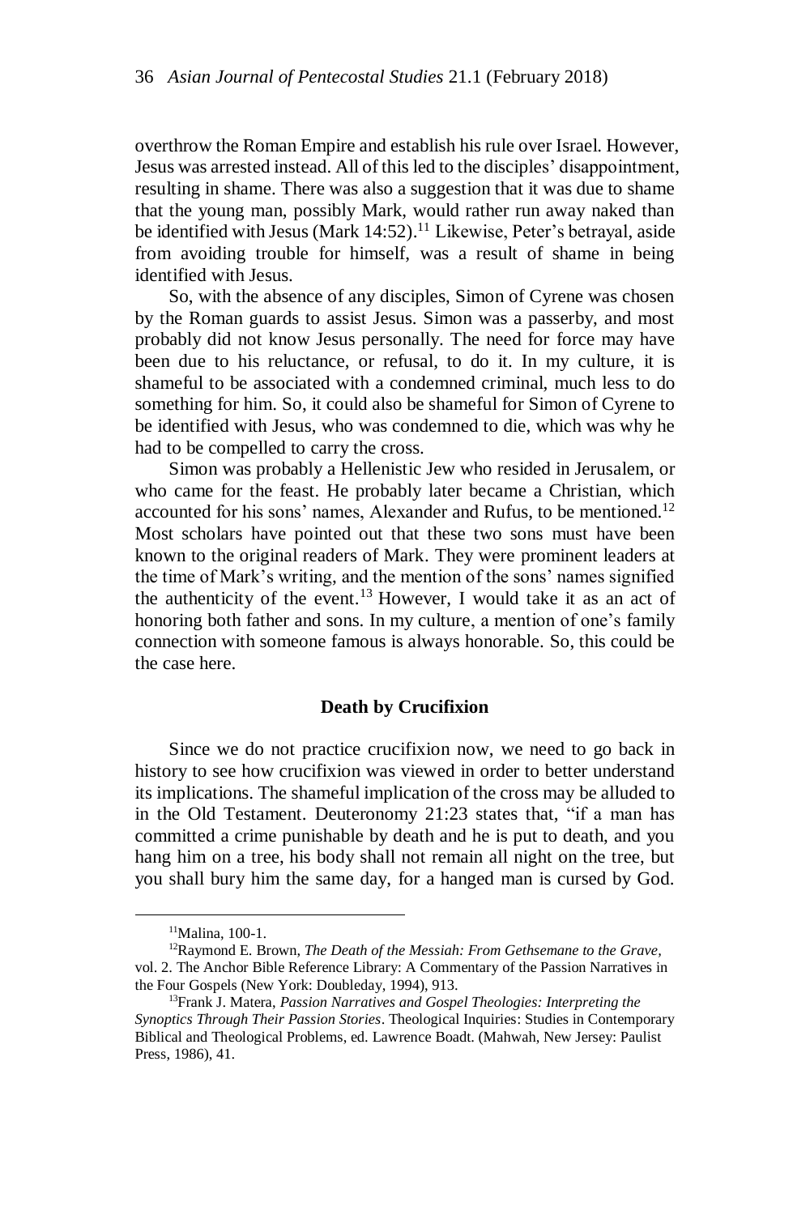overthrow the Roman Empire and establish his rule over Israel. However, Jesus was arrested instead. All of this led to the disciples' disappointment, resulting in shame. There was also a suggestion that it was due to shame that the young man, possibly Mark, would rather run away naked than be identified with Jesus (Mark 14:52).[11] Likewise, Peter's betrayal, aside from avoiding trouble for himself, was a result of shame in being identified with Jesus.

So, with the absence of any disciples, Simon of Cyrene was chosen by the Roman guards to assist Jesus. Simon was a passerby, and most probably did not know Jesus personally. The need for force may have been due to his reluctance, or refusal, to do it. In my culture, it is shameful to be associated with a condemned criminal, much less to do something for him. So, it could also be shameful for Simon of Cyrene to be identified with Jesus, who was condemned to die, which was why he had to be compelled to carry the cross.

Simon was probably a Hellenistic Jew who resided in Jerusalem, or who came for the feast. He probably later became a Christian, which accounted for his sons' names, Alexander and Rufus, to be mentioned.[12] Most scholars have pointed out that these two sons must have been known to the original readers of Mark. They were prominent leaders at the time of Mark's writing, and the mention of the sons' names signified the authenticity of the event.[13] However, I would take it as an act of honoring both father and sons. In my culture, a mention of one's family connection with someone famous is always honorable. So, this could be the case here.

### Death by Crucifixion

Since we do not practice crucifixion now, we need to go back in history to see how crucifixion was viewed in order to better understand its implications. The shameful implication of the cross may be alluded to in the Old Testament. Deuteronomy 21:23 states that, "if a man has committed a crime punishable by death and he is put to death, and you hang him on a tree, his body shall not remain all night on the tree, but you shall bury him the same day, for a hanged man is cursed by God.

---

[11]Malina, 100-1.

[12]Raymond E. Brown, *The Death of the Messiah: From Gethsemane to the Grave*, vol. 2. The Anchor Bible Reference Library: A Commentary of the Passion Narratives in the Four Gospels (New York: Doubleday, 1994), 913.

[13]Frank J. Matera, *Passion Narratives and Gospel Theologies: Interpreting the Synoptics Through Their Passion Stories*. Theological Inquiries: Studies in Contemporary Biblical and Theological Problems, ed. Lawrence Boadt. (Mahwah, New Jersey: Paulist Press, 1986), 41.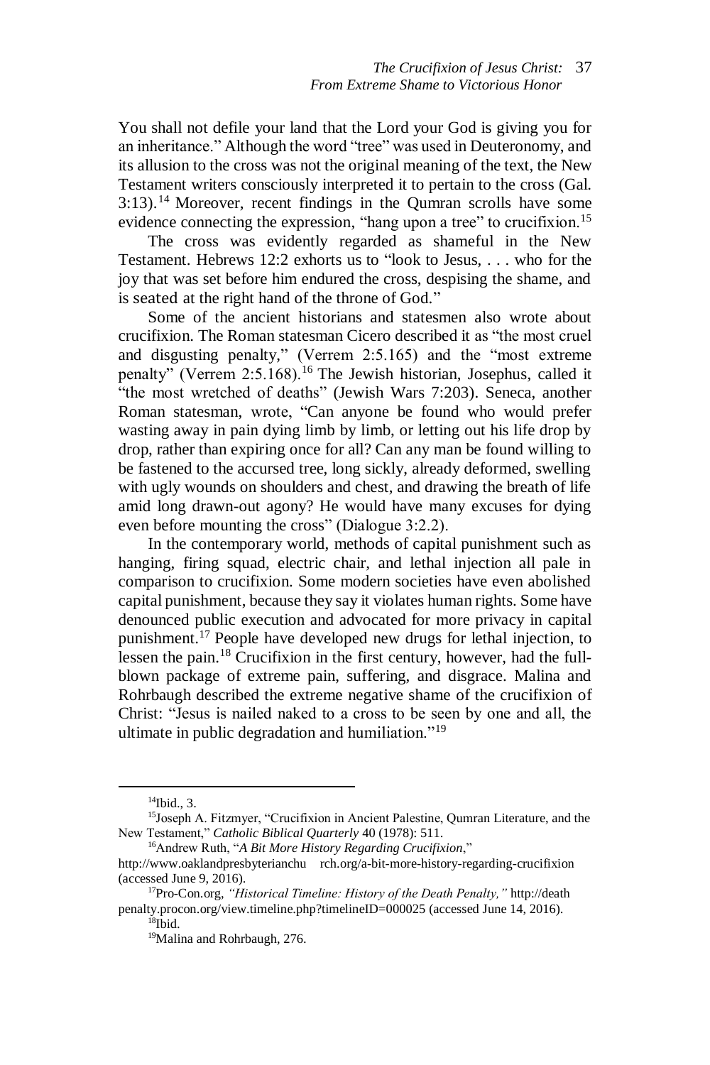You shall not defile your land that the Lord your God is giving you for an inheritance." Although the word "tree" was used in Deuteronomy, and its allusion to the cross was not the original meaning of the text, the New Testament writers consciously interpreted it to pertain to the cross (Gal. 3:13).[14] Moreover, recent findings in the Qumran scrolls have some evidence connecting the expression, "hang upon a tree" to crucifixion.[15]

The cross was evidently regarded as shameful in the New Testament. Hebrews 12:2 exhorts us to "look to Jesus, . . . who for the joy that was set before him endured the cross, despising the shame, and is seated at the right hand of the throne of God."

Some of the ancient historians and statesmen also wrote about crucifixion. The Roman statesman Cicero described it as "the most cruel and disgusting penalty," (Verrem 2:5.165) and the "most extreme penalty" (Verrem 2:5.168).[16] The Jewish historian, Josephus, called it "the most wretched of deaths" (Jewish Wars 7:203). Seneca, another Roman statesman, wrote, "Can anyone be found who would prefer wasting away in pain dying limb by limb, or letting out his life drop by drop, rather than expiring once for all? Can any man be found willing to be fastened to the accursed tree, long sickly, already deformed, swelling with ugly wounds on shoulders and chest, and drawing the breath of life amid long drawn-out agony? He would have many excuses for dying even before mounting the cross" (Dialogue 3:2.2).

In the contemporary world, methods of capital punishment such as hanging, firing squad, electric chair, and lethal injection all pale in comparison to crucifixion. Some modern societies have even abolished capital punishment, because they say it violates human rights. Some have denounced public execution and advocated for more privacy in capital punishment.[17] People have developed new drugs for lethal injection, to lessen the pain.[18] Crucifixion in the first century, however, had the full-blown package of extreme pain, suffering, and disgrace. Malina and Rohrbaugh described the extreme negative shame of the crucifixion of Christ: "Jesus is nailed naked to a cross to be seen by one and all, the ultimate in public degradation and humiliation."[19]

---

[14]Ibid., 3.

[15]Joseph A. Fitzmyer, "Crucifixion in Ancient Palestine, Qumran Literature, and the New Testament," *Catholic Biblical Quarterly* 40 (1978): 511.

[16]Andrew Ruth, "*A Bit More History Regarding Crucifixion*," http://www.oaklandpresbyterianchu rch.org/a-bit-more-history-regarding-crucifixion (accessed June 9, 2016).

[17]Pro-Con.org, *"Historical Timeline: History of the Death Penalty,"* http://death penalty.procon.org/view.timeline.php?timelineID=000025 (accessed June 14, 2016).

[18]Ibid.

[19]Malina and Rohrbaugh, 276.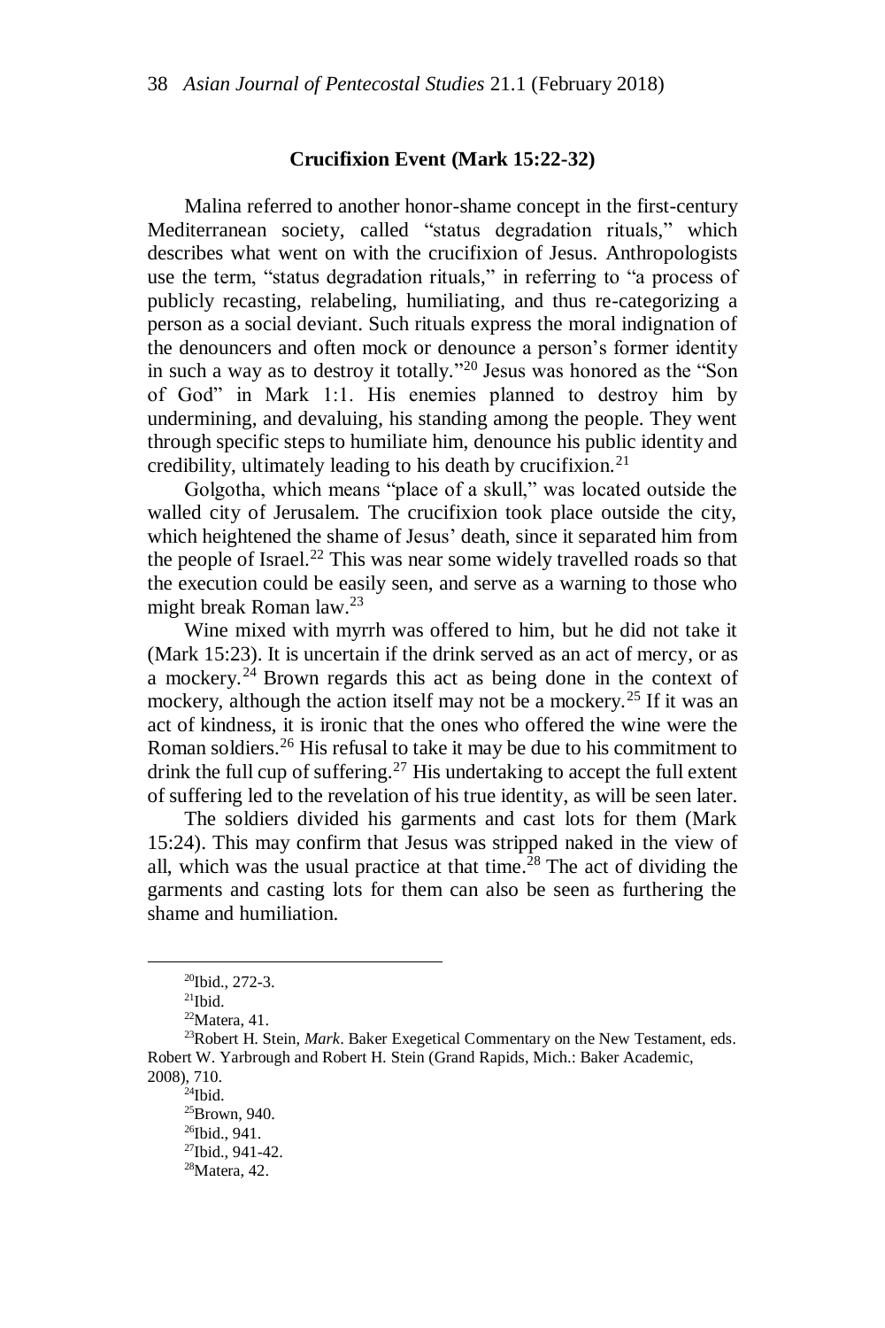### Crucifixion Event (Mark 15:22-32)

Malina referred to another honor-shame concept in the first-century Mediterranean society, called "status degradation rituals," which describes what went on with the crucifixion of Jesus. Anthropologists use the term, "status degradation rituals," in referring to "a process of publicly recasting, relabeling, humiliating, and thus re-categorizing a person as a social deviant. Such rituals express the moral indignation of the denouncers and often mock or denounce a person's former identity in such a way as to destroy it totally."[20] Jesus was honored as the "Son of God" in Mark 1:1. His enemies planned to destroy him by undermining, and devaluing, his standing among the people. They went through specific steps to humiliate him, denounce his public identity and credibility, ultimately leading to his death by crucifixion.[21]

Golgotha, which means "place of a skull," was located outside the walled city of Jerusalem. The crucifixion took place outside the city, which heightened the shame of Jesus' death, since it separated him from the people of Israel.[22] This was near some widely travelled roads so that the execution could be easily seen, and serve as a warning to those who might break Roman law.[23]

Wine mixed with myrrh was offered to him, but he did not take it (Mark 15:23). It is uncertain if the drink served as an act of mercy, or as a mockery.[24] Brown regards this act as being done in the context of mockery, although the action itself may not be a mockery.[25] If it was an act of kindness, it is ironic that the ones who offered the wine were the Roman soldiers.[26] His refusal to take it may be due to his commitment to drink the full cup of suffering.[27] His undertaking to accept the full extent of suffering led to the revelation of his true identity, as will be seen later.

The soldiers divided his garments and cast lots for them (Mark 15:24). This may confirm that Jesus was stripped naked in the view of all, which was the usual practice at that time.[28] The act of dividing the garments and casting lots for them can also be seen as furthering the shame and humiliation.

---

[20]Ibid., 272-3.

[21]Ibid.

[22]Matera, 41.

[23]Robert H. Stein, *Mark*. Baker Exegetical Commentary on the New Testament, eds. Robert W. Yarbrough and Robert H. Stein (Grand Rapids, Mich.: Baker Academic, 2008), 710.

[24]Ibid.

[25]Brown, 940.

[26]Ibid., 941.

[27]Ibid., 941-42.

[28]Matera, 42.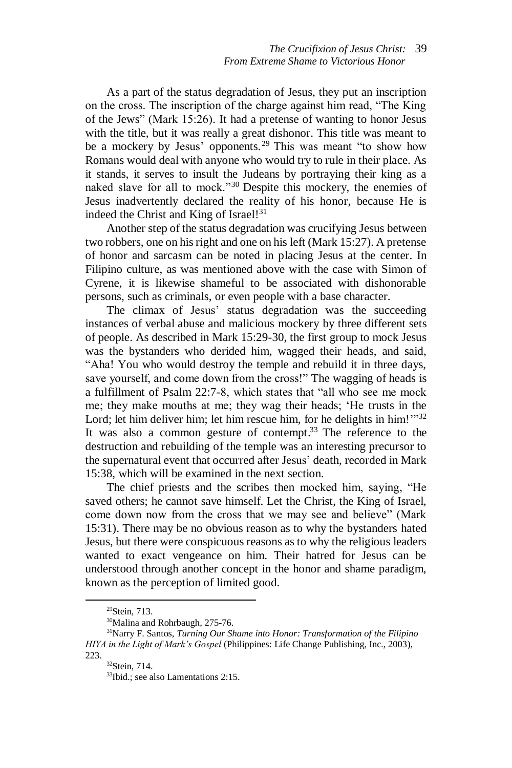As a part of the status degradation of Jesus, they put an inscription on the cross. The inscription of the charge against him read, "The King of the Jews" (Mark 15:26). It had a pretense of wanting to honor Jesus with the title, but it was really a great dishonor. This title was meant to be a mockery by Jesus' opponents.[29] This was meant "to show how Romans would deal with anyone who would try to rule in their place. As it stands, it serves to insult the Judeans by portraying their king as a naked slave for all to mock."[30] Despite this mockery, the enemies of Jesus inadvertently declared the reality of his honor, because He is indeed the Christ and King of Israel![31]

Another step of the status degradation was crucifying Jesus between two robbers, one on his right and one on his left (Mark 15:27). A pretense of honor and sarcasm can be noted in placing Jesus at the center. In Filipino culture, as was mentioned above with the case with Simon of Cyrene, it is likewise shameful to be associated with dishonorable persons, such as criminals, or even people with a base character.

The climax of Jesus' status degradation was the succeeding instances of verbal abuse and malicious mockery by three different sets of people. As described in Mark 15:29-30, the first group to mock Jesus was the bystanders who derided him, wagged their heads, and said, "Aha! You who would destroy the temple and rebuild it in three days, save yourself, and come down from the cross!" The wagging of heads is a fulfillment of Psalm 22:7-8, which states that "all who see me mock me; they make mouths at me; they wag their heads; 'He trusts in the Lord; let him deliver him; let him rescue him, for he delights in him!'"[32] It was also a common gesture of contempt.[33] The reference to the destruction and rebuilding of the temple was an interesting precursor to the supernatural event that occurred after Jesus' death, recorded in Mark 15:38, which will be examined in the next section.

The chief priests and the scribes then mocked him, saying, "He saved others; he cannot save himself. Let the Christ, the King of Israel, come down now from the cross that we may see and believe" (Mark 15:31). There may be no obvious reason as to why the bystanders hated Jesus, but there were conspicuous reasons as to why the religious leaders wanted to exact vengeance on him. Their hatred for Jesus can be understood through another concept in the honor and shame paradigm, known as the perception of limited good.

---

[29] Stein, 713.

[30] Malina and Rohrbaugh, 275-76.

[31] Narry F. Santos, *Turning Our Shame into Honor: Transformation of the Filipino HIYA in the Light of Mark's Gospel* (Philippines: Life Change Publishing, Inc., 2003), 223.

[32] Stein, 714.

[33] Ibid.; see also Lamentations 2:15.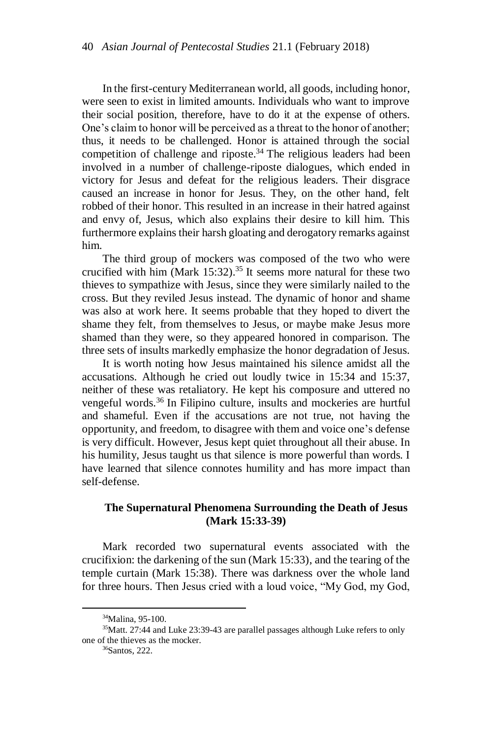In the first-century Mediterranean world, all goods, including honor, were seen to exist in limited amounts. Individuals who want to improve their social position, therefore, have to do it at the expense of others. One's claim to honor will be perceived as a threat to the honor of another; thus, it needs to be challenged. Honor is attained through the social competition of challenge and riposte.[34] The religious leaders had been involved in a number of challenge-riposte dialogues, which ended in victory for Jesus and defeat for the religious leaders. Their disgrace caused an increase in honor for Jesus. They, on the other hand, felt robbed of their honor. This resulted in an increase in their hatred against and envy of, Jesus, which also explains their desire to kill him. This furthermore explains their harsh gloating and derogatory remarks against him.

The third group of mockers was composed of the two who were crucified with him (Mark 15:32).[35] It seems more natural for these two thieves to sympathize with Jesus, since they were similarly nailed to the cross. But they reviled Jesus instead. The dynamic of honor and shame was also at work here. It seems probable that they hoped to divert the shame they felt, from themselves to Jesus, or maybe make Jesus more shamed than they were, so they appeared honored in comparison. The three sets of insults markedly emphasize the honor degradation of Jesus.

It is worth noting how Jesus maintained his silence amidst all the accusations. Although he cried out loudly twice in 15:34 and 15:37, neither of these was retaliatory. He kept his composure and uttered no vengeful words.[36] In Filipino culture, insults and mockeries are hurtful and shameful. Even if the accusations are not true, not having the opportunity, and freedom, to disagree with them and voice one's defense is very difficult. However, Jesus kept quiet throughout all their abuse. In his humility, Jesus taught us that silence is more powerful than words. I have learned that silence connotes humility and has more impact than self-defense.

### The Supernatural Phenomena Surrounding the Death of Jesus (Mark 15:33-39)

Mark recorded two supernatural events associated with the crucifixion: the darkening of the sun (Mark 15:33), and the tearing of the temple curtain (Mark 15:38). There was darkness over the whole land for three hours. Then Jesus cried with a loud voice, "My God, my God,

---

[34] Malina, 95-100.

[35] Matt. 27:44 and Luke 23:39-43 are parallel passages although Luke refers to only one of the thieves as the mocker.

[36] Santos, 222.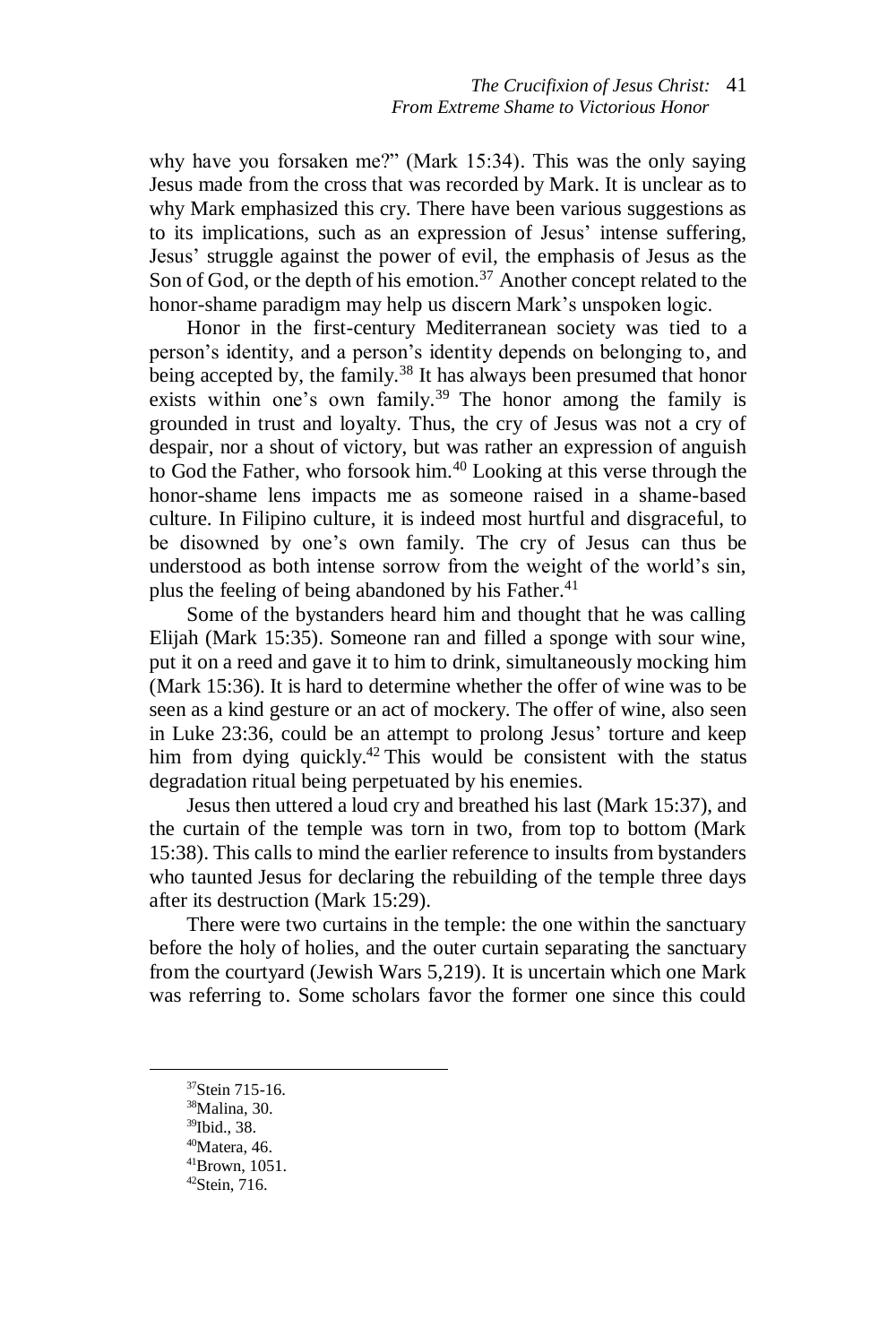why have you forsaken me?" (Mark 15:34). This was the only saying Jesus made from the cross that was recorded by Mark. It is unclear as to why Mark emphasized this cry. There have been various suggestions as to its implications, such as an expression of Jesus' intense suffering, Jesus' struggle against the power of evil, the emphasis of Jesus as the Son of God, or the depth of his emotion.[37] Another concept related to the honor-shame paradigm may help us discern Mark's unspoken logic.

Honor in the first-century Mediterranean society was tied to a person's identity, and a person's identity depends on belonging to, and being accepted by, the family.[38] It has always been presumed that honor exists within one's own family.[39] The honor among the family is grounded in trust and loyalty. Thus, the cry of Jesus was not a cry of despair, nor a shout of victory, but was rather an expression of anguish to God the Father, who forsook him.[40] Looking at this verse through the honor-shame lens impacts me as someone raised in a shame-based culture. In Filipino culture, it is indeed most hurtful and disgraceful, to be disowned by one's own family. The cry of Jesus can thus be understood as both intense sorrow from the weight of the world's sin, plus the feeling of being abandoned by his Father.[41]

Some of the bystanders heard him and thought that he was calling Elijah (Mark 15:35). Someone ran and filled a sponge with sour wine, put it on a reed and gave it to him to drink, simultaneously mocking him (Mark 15:36). It is hard to determine whether the offer of wine was to be seen as a kind gesture or an act of mockery. The offer of wine, also seen in Luke 23:36, could be an attempt to prolong Jesus' torture and keep him from dying quickly.[42] This would be consistent with the status degradation ritual being perpetuated by his enemies.

Jesus then uttered a loud cry and breathed his last (Mark 15:37), and the curtain of the temple was torn in two, from top to bottom (Mark 15:38). This calls to mind the earlier reference to insults from bystanders who taunted Jesus for declaring the rebuilding of the temple three days after its destruction (Mark 15:29).

There were two curtains in the temple: the one within the sanctuary before the holy of holies, and the outer curtain separating the sanctuary from the courtyard (Jewish Wars 5,219). It is uncertain which one Mark was referring to. Some scholars favor the former one since this could

---

[37]Stein 715-16.

[38]Malina, 30.

[39]Ibid., 38.

[40]Matera, 46.

[41]Brown, 1051.

[42]Stein, 716.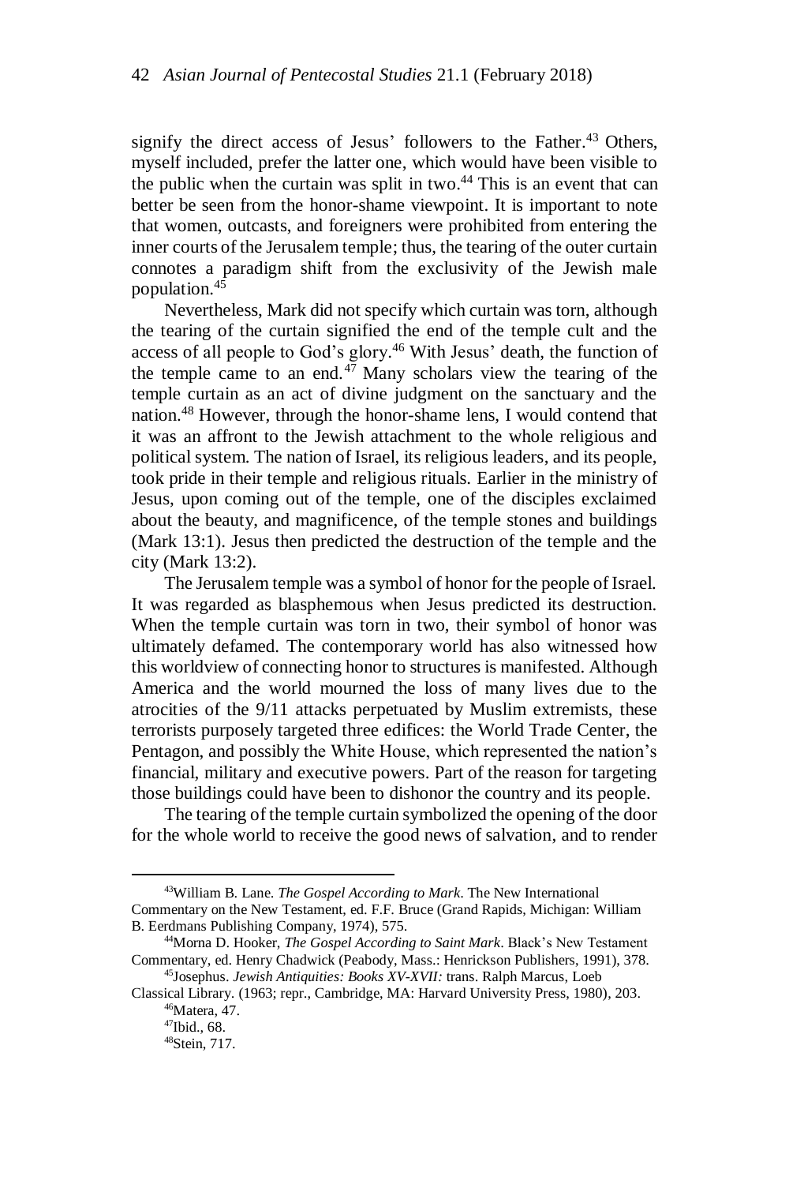signify the direct access of Jesus' followers to the Father.[43] Others, myself included, prefer the latter one, which would have been visible to the public when the curtain was split in two.[44] This is an event that can better be seen from the honor-shame viewpoint. It is important to note that women, outcasts, and foreigners were prohibited from entering the inner courts of the Jerusalem temple; thus, the tearing of the outer curtain connotes a paradigm shift from the exclusivity of the Jewish male population.[45]

Nevertheless, Mark did not specify which curtain was torn, although the tearing of the curtain signified the end of the temple cult and the access of all people to God's glory.[46] With Jesus' death, the function of the temple came to an end.[47] Many scholars view the tearing of the temple curtain as an act of divine judgment on the sanctuary and the nation.[48] However, through the honor-shame lens, I would contend that it was an affront to the Jewish attachment to the whole religious and political system. The nation of Israel, its religious leaders, and its people, took pride in their temple and religious rituals. Earlier in the ministry of Jesus, upon coming out of the temple, one of the disciples exclaimed about the beauty, and magnificence, of the temple stones and buildings (Mark 13:1). Jesus then predicted the destruction of the temple and the city (Mark 13:2).

The Jerusalem temple was a symbol of honor for the people of Israel. It was regarded as blasphemous when Jesus predicted its destruction. When the temple curtain was torn in two, their symbol of honor was ultimately defamed. The contemporary world has also witnessed how this worldview of connecting honor to structures is manifested. Although America and the world mourned the loss of many lives due to the atrocities of the 9/11 attacks perpetuated by Muslim extremists, these terrorists purposely targeted three edifices: the World Trade Center, the Pentagon, and possibly the White House, which represented the nation's financial, military and executive powers. Part of the reason for targeting those buildings could have been to dishonor the country and its people.

The tearing of the temple curtain symbolized the opening of the door for the whole world to receive the good news of salvation, and to render

---

[43]William B. Lane. *The Gospel According to Mark*. The New International Commentary on the New Testament, ed. F.F. Bruce (Grand Rapids, Michigan: William B. Eerdmans Publishing Company, 1974), 575.

[44]Morna D. Hooker, *The Gospel According to Saint Mark*. Black's New Testament Commentary, ed. Henry Chadwick (Peabody, Mass.: Henrickson Publishers, 1991), 378.

[45]Josephus. *Jewish Antiquities: Books XV-XVII:* trans. Ralph Marcus, Loeb Classical Library. (1963; repr., Cambridge, MA: Harvard University Press, 1980), 203.

[46]Matera, 47.

[47]Ibid., 68.

[48]Stein, 717.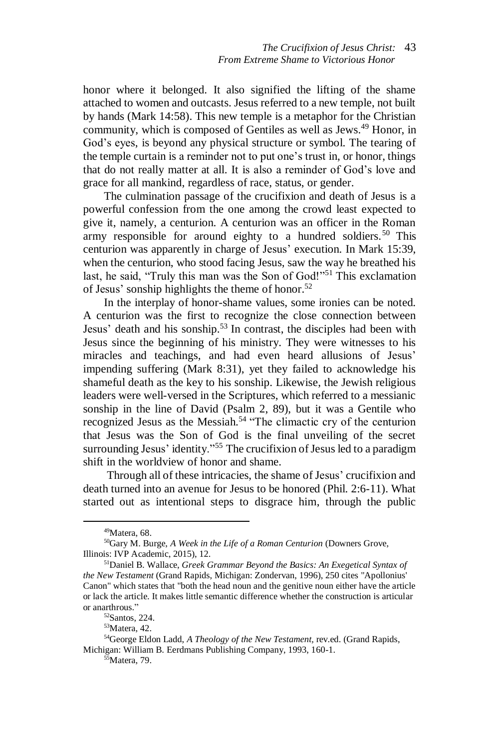honor where it belonged. It also signified the lifting of the shame attached to women and outcasts. Jesus referred to a new temple, not built by hands (Mark 14:58). This new temple is a metaphor for the Christian community, which is composed of Gentiles as well as Jews.[49] Honor, in God's eyes, is beyond any physical structure or symbol. The tearing of the temple curtain is a reminder not to put one's trust in, or honor, things that do not really matter at all. It is also a reminder of God's love and grace for all mankind, regardless of race, status, or gender.

The culmination passage of the crucifixion and death of Jesus is a powerful confession from the one among the crowd least expected to give it, namely, a centurion. A centurion was an officer in the Roman army responsible for around eighty to a hundred soldiers.[50] This centurion was apparently in charge of Jesus' execution. In Mark 15:39, when the centurion, who stood facing Jesus, saw the way he breathed his last, he said, "Truly this man was the Son of God!"[51] This exclamation of Jesus' sonship highlights the theme of honor.[52]

In the interplay of honor-shame values, some ironies can be noted. A centurion was the first to recognize the close connection between Jesus' death and his sonship.[53] In contrast, the disciples had been with Jesus since the beginning of his ministry. They were witnesses to his miracles and teachings, and had even heard allusions of Jesus' impending suffering (Mark 8:31), yet they failed to acknowledge his shameful death as the key to his sonship. Likewise, the Jewish religious leaders were well-versed in the Scriptures, which referred to a messianic sonship in the line of David (Psalm 2, 89), but it was a Gentile who recognized Jesus as the Messiah.[54] "The climactic cry of the centurion that Jesus was the Son of God is the final unveiling of the secret surrounding Jesus' identity."[55] The crucifixion of Jesus led to a paradigm shift in the worldview of honor and shame.

Through all of these intricacies, the shame of Jesus' crucifixion and death turned into an avenue for Jesus to be honored (Phil. 2:6-11). What started out as intentional steps to disgrace him, through the public

---

[49]Matera, 68.

[50]Gary M. Burge, *A Week in the Life of a Roman Centurion* (Downers Grove, Illinois: IVP Academic, 2015), 12.

[51]Daniel B. Wallace, *Greek Grammar Beyond the Basics: An Exegetical Syntax of the New Testament* (Grand Rapids, Michigan: Zondervan, 1996), 250 cites "Apollonius' Canon" which states that "both the head noun and the genitive noun either have the article or lack the article. It makes little semantic difference whether the construction is articular or anarthrous."

[52]Santos, 224.

[53]Matera, 42.

[54]George Eldon Ladd, *A Theology of the New Testament,* rev.ed. (Grand Rapids, Michigan: William B. Eerdmans Publishing Company, 1993, 160-1.

[55]Matera, 79.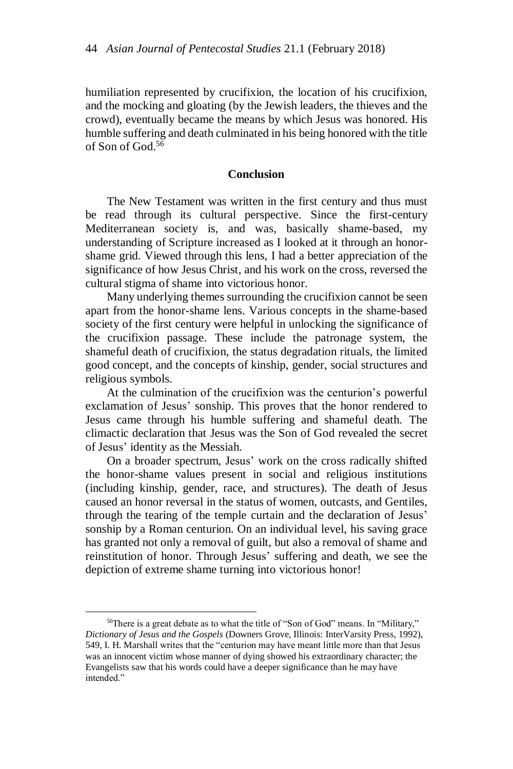humiliation represented by crucifixion, the location of his crucifixion, and the mocking and gloating (by the Jewish leaders, the thieves and the crowd), eventually became the means by which Jesus was honored. His humble suffering and death culminated in his being honored with the title of Son of God.[56]

## Conclusion

The New Testament was written in the first century and thus must be read through its cultural perspective. Since the first-century Mediterranean society is, and was, basically shame-based, my understanding of Scripture increased as I looked at it through an honor-shame grid. Viewed through this lens, I had a better appreciation of the significance of how Jesus Christ, and his work on the cross, reversed the cultural stigma of shame into victorious honor.

Many underlying themes surrounding the crucifixion cannot be seen apart from the honor-shame lens. Various concepts in the shame-based society of the first century were helpful in unlocking the significance of the crucifixion passage. These include the patronage system, the shameful death of crucifixion, the status degradation rituals, the limited good concept, and the concepts of kinship, gender, social structures and religious symbols.

At the culmination of the crucifixion was the centurion's powerful exclamation of Jesus' sonship. This proves that the honor rendered to Jesus came through his humble suffering and shameful death. The climactic declaration that Jesus was the Son of God revealed the secret of Jesus' identity as the Messiah.

On a broader spectrum, Jesus' work on the cross radically shifted the honor-shame values present in social and religious institutions (including kinship, gender, race, and structures). The death of Jesus caused an honor reversal in the status of women, outcasts, and Gentiles, through the tearing of the temple curtain and the declaration of Jesus' sonship by a Roman centurion. On an individual level, his saving grace has granted not only a removal of guilt, but also a removal of shame and reinstitution of honor. Through Jesus' suffering and death, we see the depiction of extreme shame turning into victorious honor!

---

[56]There is a great debate as to what the title of "Son of God" means. In "Military," *Dictionary of Jesus and the Gospels* (Downers Grove, Illinois: InterVarsity Press, 1992), 549, I. H. Marshall writes that the "centurion may have meant little more than that Jesus was an innocent victim whose manner of dying showed his extraordinary character; the Evangelists saw that his words could have a deeper significance than he may have intended."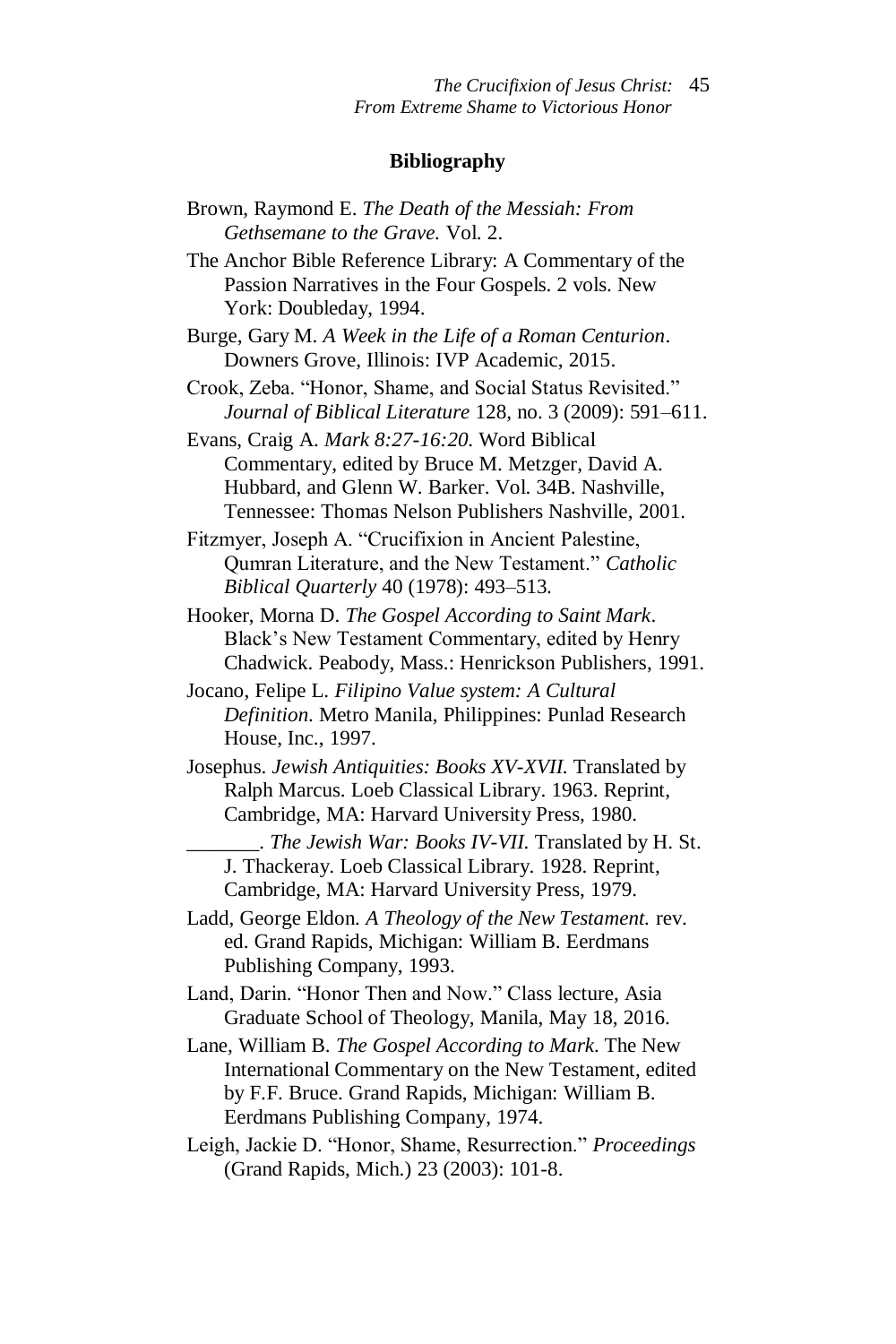**Bibliography**

Brown, Raymond E. *The Death of the Messiah: From Gethsemane to the Grave.* Vol. 2.

The Anchor Bible Reference Library: A Commentary of the Passion Narratives in the Four Gospels. 2 vols. New York: Doubleday, 1994.

Burge, Gary M. *A Week in the Life of a Roman Centurion*. Downers Grove, Illinois: IVP Academic, 2015.

Crook, Zeba. "Honor, Shame, and Social Status Revisited." *Journal of Biblical Literature* 128, no. 3 (2009): 591–611.

Evans, Craig A. *Mark 8:27-16:20.* Word Biblical Commentary, edited by Bruce M. Metzger, David A. Hubbard, and Glenn W. Barker. Vol. 34B. Nashville, Tennessee: Thomas Nelson Publishers Nashville, 2001.

Fitzmyer, Joseph A. "Crucifixion in Ancient Palestine, Qumran Literature, and the New Testament." *Catholic Biblical Quarterly* 40 (1978): 493–513.

Hooker, Morna D. *The Gospel According to Saint Mark*. Black's New Testament Commentary, edited by Henry Chadwick. Peabody, Mass.: Henrickson Publishers, 1991.

Jocano, Felipe L. *Filipino Value system: A Cultural Definition.* Metro Manila, Philippines: Punlad Research House, Inc., 1997.

Josephus. *Jewish Antiquities: Books XV-XVII.* Translated by Ralph Marcus. Loeb Classical Library. 1963. Reprint, Cambridge, MA: Harvard University Press, 1980.

_______. *The Jewish War: Books IV-VII.* Translated by H. St. J. Thackeray. Loeb Classical Library. 1928. Reprint, Cambridge, MA: Harvard University Press, 1979.

Ladd, George Eldon. *A Theology of the New Testament.* rev. ed. Grand Rapids, Michigan: William B. Eerdmans Publishing Company, 1993.

Land, Darin. "Honor Then and Now." Class lecture, Asia Graduate School of Theology, Manila, May 18, 2016.

Lane, William B. *The Gospel According to Mark*. The New International Commentary on the New Testament, edited by F.F. Bruce. Grand Rapids, Michigan: William B. Eerdmans Publishing Company, 1974.

Leigh, Jackie D. "Honor, Shame, Resurrection." *Proceedings* (Grand Rapids, Mich.) 23 (2003): 101-8.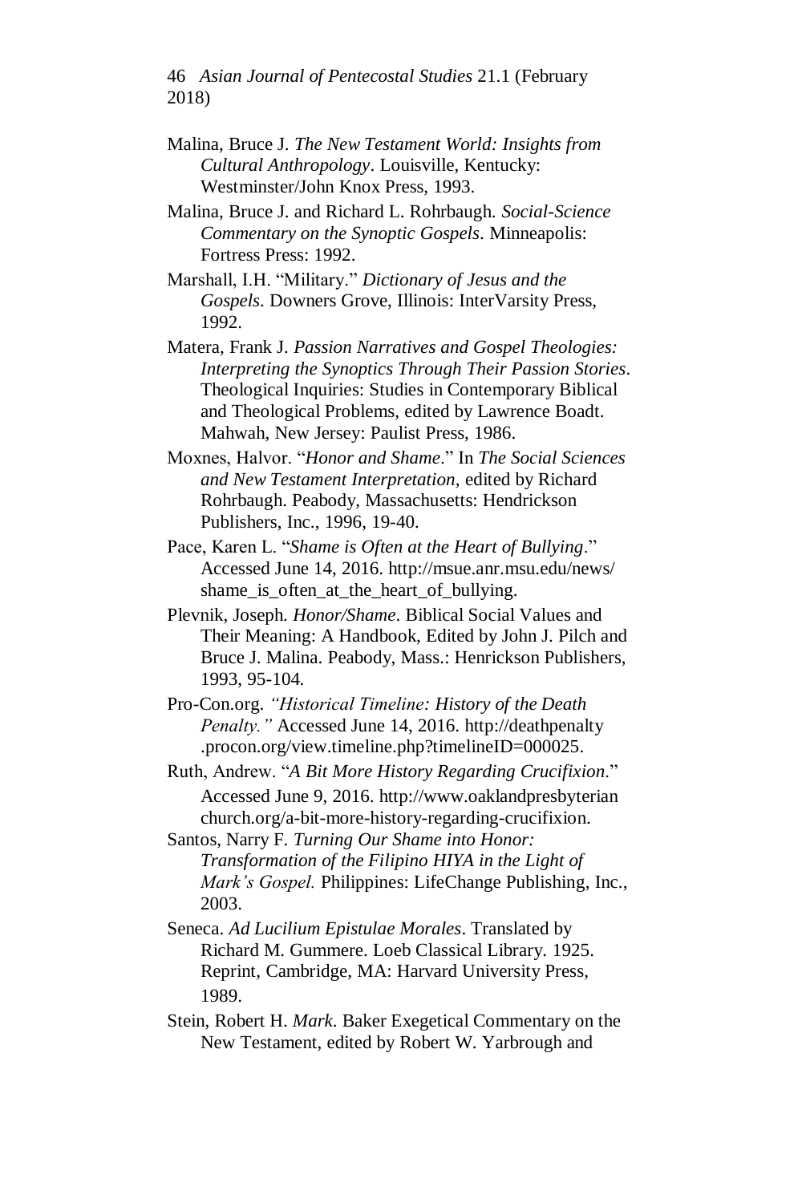Malina, Bruce J. *The New Testament World: Insights from Cultural Anthropology*. Louisville, Kentucky: Westminster/John Knox Press, 1993.

Malina, Bruce J. and Richard L. Rohrbaugh. *Social-Science Commentary on the Synoptic Gospels*. Minneapolis: Fortress Press: 1992.

Marshall, I.H. "Military." *Dictionary of Jesus and the Gospels*. Downers Grove, Illinois: InterVarsity Press, 1992.

Matera, Frank J. *Passion Narratives and Gospel Theologies: Interpreting the Synoptics Through Their Passion Stories*. Theological Inquiries: Studies in Contemporary Biblical and Theological Problems, edited by Lawrence Boadt. Mahwah, New Jersey: Paulist Press, 1986.

Moxnes, Halvor. "*Honor and Shame*." In *The Social Sciences and New Testament Interpretation,* edited by Richard Rohrbaugh. Peabody, Massachusetts: Hendrickson Publishers, Inc., 1996, 19-40.

Pace, Karen L. "*Shame is Often at the Heart of Bullying*." Accessed June 14, 2016. http://msue.anr.msu.edu/news/shame_is_often_at_the_heart_of_bullying.

Plevnik, Joseph. *Honor/Shame*. Biblical Social Values and Their Meaning: A Handbook, Edited by John J. Pilch and Bruce J. Malina. Peabody, Mass.: Henrickson Publishers, 1993, 95-104.

Pro-Con.org. *"Historical Timeline: History of the Death Penalty."* Accessed June 14, 2016. http://deathpenalty.procon.org/view.timeline.php?timelineID=000025.

Ruth, Andrew. "*A Bit More History Regarding Crucifixion*." Accessed June 9, 2016. http://www.oaklandpresbyterianchurch.org/a-bit-more-history-regarding-crucifixion.

Santos, Narry F. *Turning Our Shame into Honor: Transformation of the Filipino HIYA in the Light of Mark's Gospel.* Philippines: LifeChange Publishing, Inc., 2003.

Seneca. *Ad Lucilium Epistulae Morales*. Translated by Richard M. Gummere. Loeb Classical Library. 1925. Reprint, Cambridge, MA: Harvard University Press, 1989.

Stein, Robert H. *Mark*. Baker Exegetical Commentary on the New Testament, edited by Robert W. Yarbrough and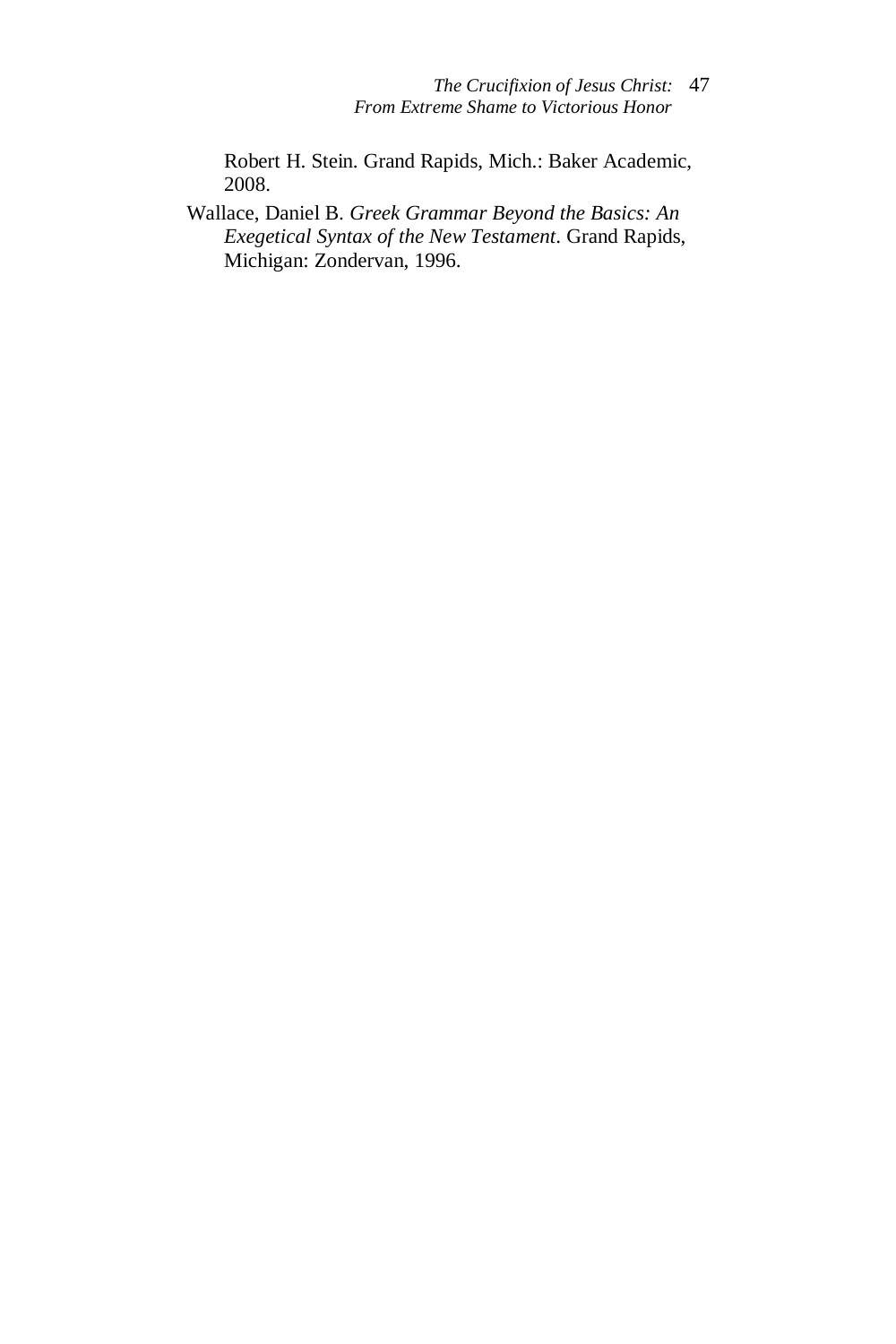Robert H. Stein. Grand Rapids, Mich.: Baker Academic, 2008.

Wallace, Daniel B. *Greek Grammar Beyond the Basics: An Exegetical Syntax of the New Testament*. Grand Rapids, Michigan: Zondervan, 1996.